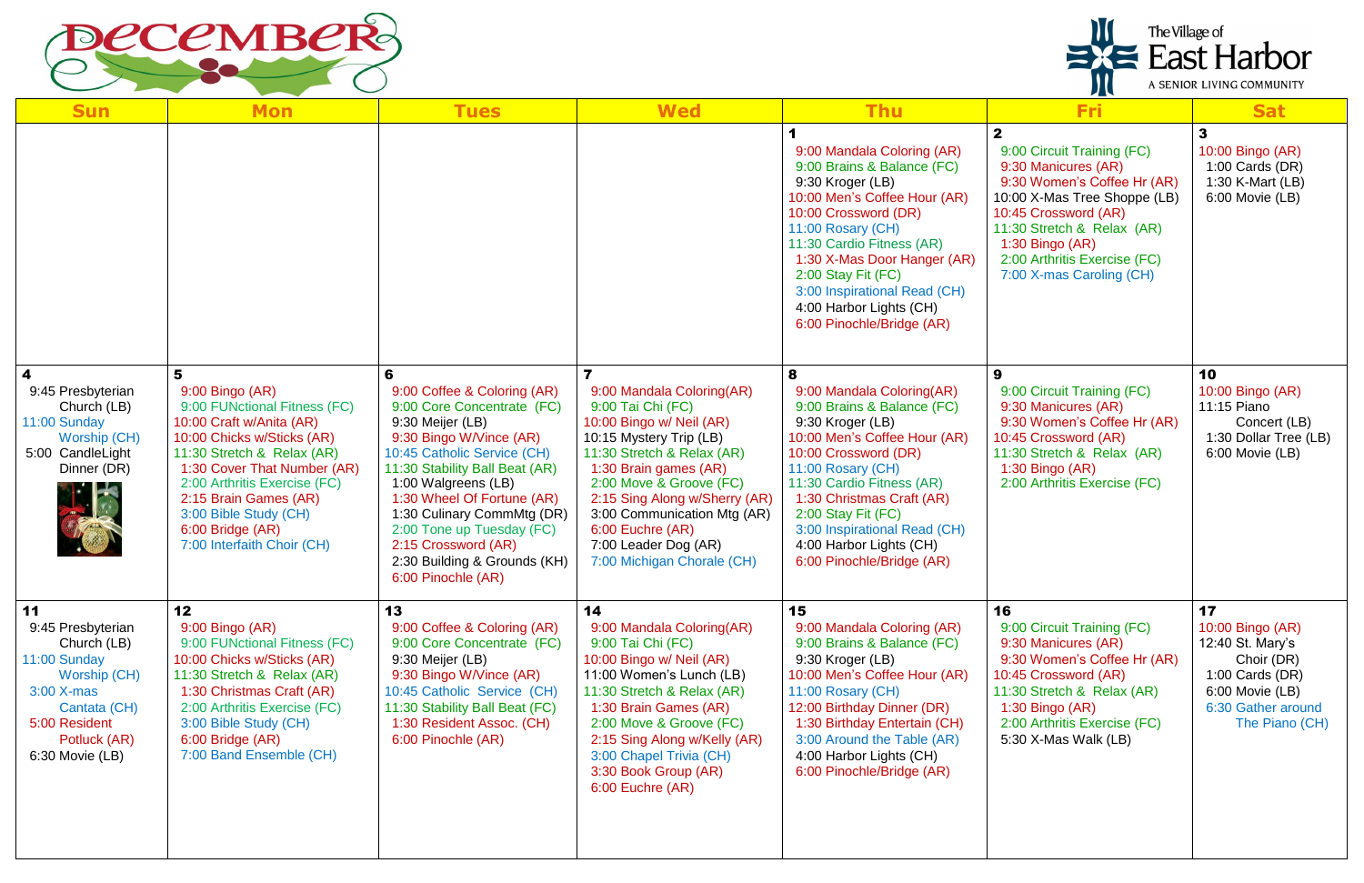# DECEMBER

The Village of East Harbor
A SENIOR LIVING COMMUNITY

| Sun | Mon | Tues | Wed | Thu | Fri | Sat |
|---|---|---|---|---|---|---|
| | | | | **1**<br>9:00 Mandala Coloring (AR)<br>9:00 Brains & Balance (FC)<br>9:30 Kroger (LB)<br>10:00 Men's Coffee Hour (AR)<br>10:00 Crossword (DR)<br>11:00 Rosary (CH)<br>11:30 Cardio Fitness (AR)<br>1:30 X-Mas Door Hanger (AR)<br>2:00 Stay Fit (FC)<br>3:00 Inspirational Read (CH)<br>4:00 Harbor Lights (CH)<br>6:00 Pinochle/Bridge (AR) | **2**<br>9:00 Circuit Training (FC)<br>9:30 Manicures (AR)<br>9:30 Women's Coffee Hr (AR)<br>10:00 X-Mas Tree Shoppe (LB)<br>10:45 Crossword (AR)<br>11:30 Stretch & Relax (AR)<br>1:30 Bingo (AR)<br>2:00 Arthritis Exercise (FC)<br>7:00 X-mas Caroling (CH) | **3**<br>10:00 Bingo (AR)<br>1:00 Cards (DR)<br>1:30 K-Mart (LB)<br>6:00 Movie (LB) |
| **4**<br>9:45 Presbyterian Church (LB)<br>11:00 Sunday Worship (CH)<br>5:00 CandleLight Dinner (DR) | **5**<br>9:00 Bingo (AR)<br>9:00 FUNctional Fitness (FC)<br>10:00 Craft w/Anita (AR)<br>10:00 Chicks w/Sticks (AR)<br>11:30 Stretch & Relax (AR)<br>1:30 Cover That Number (AR)<br>2:00 Arthritis Exercise (FC)<br>2:15 Brain Games (AR)<br>3:00 Bible Study (CH)<br>6:00 Bridge (AR)<br>7:00 Interfaith Choir (CH) | **6**<br>9:00 Coffee & Coloring (AR)<br>9:00 Core Concentrate (FC)<br>9:30 Meijer (LB)<br>9:30 Bingo W/Vince (AR)<br>10:45 Catholic Service (CH)<br>11:30 Stability Ball Beat (AR)<br>1:00 Walgreens (LB)<br>1:30 Wheel Of Fortune (AR)<br>1:30 Culinary CommMtg (DR)<br>2:00 Tone up Tuesday (FC)<br>2:15 Crossword (AR)<br>2:30 Building & Grounds (KH)<br>6:00 Pinochle (AR) | **7**<br>9:00 Mandala Coloring(AR)<br>9:00 Tai Chi (FC)<br>10:00 Bingo w/ Neil (AR)<br>10:15 Mystery Trip (LB)<br>11:30 Stretch & Relax (AR)<br>1:30 Brain games (AR)<br>2:00 Move & Groove (FC)<br>2:15 Sing Along w/Sherry (AR)<br>3:00 Communication Mtg (AR)<br>6:00 Euchre (AR)<br>7:00 Leader Dog (AR)<br>7:00 Michigan Chorale (CH) | **8**<br>9:00 Mandala Coloring(AR)<br>9:00 Brains & Balance (FC)<br>9:30 Kroger (LB)<br>10:00 Men's Coffee Hour (AR)<br>10:00 Crossword (DR)<br>11:00 Rosary (CH)<br>11:30 Cardio Fitness (AR)<br>1:30 Christmas Craft (AR)<br>2:00 Stay Fit (FC)<br>3:00 Inspirational Read (CH)<br>4:00 Harbor Lights (CH)<br>6:00 Pinochle/Bridge (AR) | **9**<br>9:00 Circuit Training (FC)<br>9:30 Manicures (AR)<br>9:30 Women's Coffee Hr (AR)<br>10:45 Crossword (AR)<br>11:30 Stretch & Relax (AR)<br>1:30 Bingo (AR)<br>2:00 Arthritis Exercise (FC) | **10**<br>10:00 Bingo (AR)<br>11:15 Piano Concert (LB)<br>1:30 Dollar Tree (LB)<br>6:00 Movie (LB) |
| **11**<br>9:45 Presbyterian Church (LB)<br>11:00 Sunday Worship (CH)<br>3:00 X-mas Cantata (CH)<br>5:00 Resident Potluck (AR)<br>6:30 Movie (LB) | **12**<br>9:00 Bingo (AR)<br>9:00 FUNctional Fitness (FC)<br>10:00 Chicks w/Sticks (AR)<br>11:30 Stretch & Relax (AR)<br>1:30 Christmas Craft (AR)<br>2:00 Arthritis Exercise (FC)<br>3:00 Bible Study (CH)<br>6:00 Bridge (AR)<br>7:00 Band Ensemble (CH) | **13**<br>9:00 Coffee & Coloring (AR)<br>9:00 Core Concentrate (FC)<br>9:30 Meijer (LB)<br>9:30 Bingo W/Vince (AR)<br>10:45 Catholic Service (CH)<br>11:30 Stability Ball Beat (FC)<br>1:30 Resident Assoc. (CH)<br>6:00 Pinochle (AR) | **14**<br>9:00 Mandala Coloring(AR)<br>9:00 Tai Chi (FC)<br>10:00 Bingo w/ Neil (AR)<br>11:00 Women's Lunch (LB)<br>11:30 Stretch & Relax (AR)<br>1:30 Brain Games (AR)<br>2:00 Move & Groove (FC)<br>2:15 Sing Along w/Kelly (AR)<br>3:00 Chapel Trivia (CH)<br>3:30 Book Group (AR)<br>6:00 Euchre (AR) | **15**<br>9:00 Mandala Coloring (AR)<br>9:00 Brains & Balance (FC)<br>9:30 Kroger (LB)<br>10:00 Men's Coffee Hour (AR)<br>11:00 Rosary (CH)<br>12:00 Birthday Dinner (DR)<br>1:30 Birthday Entertain (CH)<br>3:00 Around the Table (AR)<br>4:00 Harbor Lights (CH)<br>6:00 Pinochle/Bridge (AR) | **16**<br>9:00 Circuit Training (FC)<br>9:30 Manicures (AR)<br>9:30 Women's Coffee Hr (AR)<br>10:45 Crossword (AR)<br>11:30 Stretch & Relax (AR)<br>1:30 Bingo (AR)<br>2:00 Arthritis Exercise (FC)<br>5:30 X-Mas Walk (LB) | **17**<br>10:00 Bingo (AR)<br>12:40 St. Mary's Choir (DR)<br>1:00 Cards (DR)<br>6:00 Movie (LB)<br>6:30 Gather around The Piano (CH) |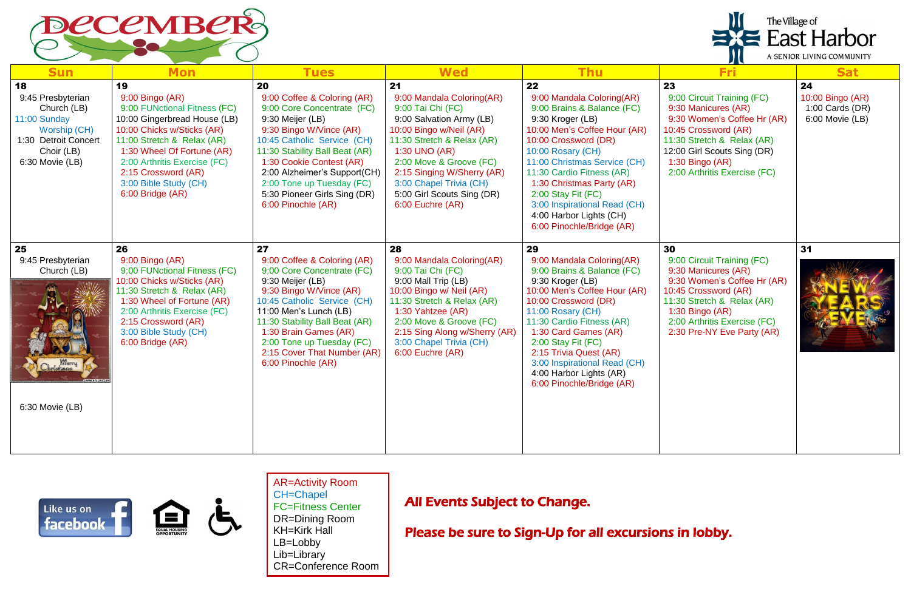# December

The Village of East Harbor
A SENIOR LIVING COMMUNITY

| Sun | Mon | Tues | Wed | Thu | Fri | Sat |
|---|---|---|---|---|---|---|
| **18**<br>9:45 Presbyterian Church (LB)<br>11:00 Sunday Worship (CH)<br>1:30 Detroit Concert Choir (LB)<br>6:30 Movie (LB) | **19**<br>9:00 Bingo (AR)<br>9:00 FUNctional Fitness (FC)<br>10:00 Gingerbread House (LB)<br>10:00 Chicks w/Sticks (AR)<br>11:00 Stretch & Relax (AR)<br>1:30 Wheel Of Fortune (AR)<br>2:00 Arthritis Exercise (FC)<br>2:15 Crossword (AR)<br>3:00 Bible Study (CH)<br>6:00 Bridge (AR) | **20**<br>9:00 Coffee & Coloring (AR)<br>9:00 Core Concentrate (FC)<br>9:30 Meijer (LB)<br>9:30 Bingo W/Vince (AR)<br>10:45 Catholic Service (CH)<br>11:30 Stability Ball Beat (AR)<br>1:30 Cookie Contest (AR)<br>2:00 Alzheimer's Support(CH)<br>2:00 Tone up Tuesday (FC)<br>5:30 Pioneer Girls Sing (DR)<br>6:00 Pinochle (AR) | **21**<br>9:00 Mandala Coloring(AR)<br>9:00 Tai Chi (FC)<br>9:00 Salvation Army (LB)<br>10:00 Bingo w/Neil (AR)<br>11:30 Stretch & Relax (AR)<br>1:30 UNO (AR)<br>2:00 Move & Groove (FC)<br>2:15 Singing W/Sherry (AR)<br>3:00 Chapel Trivia (CH)<br>5:00 Girl Scouts Sing (DR)<br>6:00 Euchre (AR) | **22**<br>9:00 Mandala Coloring(AR)<br>9:00 Brains & Balance (FC)<br>9:30 Kroger (LB)<br>10:00 Men's Coffee Hour (AR)<br>10:00 Crossword (DR)<br>10:00 Rosary (CH)<br>11:00 Christmas Service (CH)<br>11:30 Cardio Fitness (AR)<br>1:30 Christmas Party (AR)<br>2:00 Stay Fit (FC)<br>3:00 Inspirational Read (CH)<br>4:00 Harbor Lights (CH)<br>6:00 Pinochle/Bridge (AR) | **23**<br>9:00 Circuit Training (FC)<br>9:30 Manicures (AR)<br>9:30 Women's Coffee Hr (AR)<br>10:45 Crossword (AR)<br>11:30 Stretch & Relax (AR)<br>12:00 Girl Scouts Sing (DR)<br>1:30 Bingo (AR)<br>2:00 Arthritis Exercise (FC) | **24**<br>10:00 Bingo (AR)<br>1:00 Cards (DR)<br>6:00 Movie (LB) |
| **25**<br>9:45 Presbyterian Church (LB)<br>Merry Christmas<br>6:30 Movie (LB) | **26**<br>9:00 Bingo (AR)<br>9:00 FUNctional Fitness (FC)<br>10:00 Chicks w/Sticks (AR)<br>11:30 Stretch & Relax (AR)<br>1:30 Wheel of Fortune (AR)<br>2:00 Arthritis Exercise (FC)<br>2:15 Crossword (AR)<br>3:00 Bible Study (CH)<br>6:00 Bridge (AR) | **27**<br>9:00 Coffee & Coloring (AR)<br>9:00 Core Concentrate (FC)<br>9:30 Meijer (LB)<br>9:30 Bingo W/Vince (AR)<br>10:45 Catholic Service (CH)<br>11:00 Men's Lunch (LB)<br>11:30 Stability Ball Beat (AR)<br>1:30 Brain Games (AR)<br>2:00 Tone up Tuesday (FC)<br>2:15 Cover That Number (AR)<br>6:00 Pinochle (AR) | **28**<br>9:00 Mandala Coloring(AR)<br>9:00 Tai Chi (FC)<br>9:00 Mall Trip (LB)<br>10:00 Bingo w/ Neil (AR)<br>11:30 Stretch & Relax (AR)<br>1:30 Yahtzee (AR)<br>2:00 Move & Groove (FC)<br>2:15 Sing Along w/Sherry (AR)<br>3:00 Chapel Trivia (CH)<br>6:00 Euchre (AR) | **29**<br>9:00 Mandala Coloring(AR)<br>9:00 Brains & Balance (FC)<br>9:30 Kroger (LB)<br>10:00 Men's Coffee Hour (AR)<br>10:00 Crossword (DR)<br>11:00 Rosary (CH)<br>11:30 Cardio Fitness (AR)<br>1:30 Card Games (AR)<br>2:00 Stay Fit (FC)<br>2:15 Trivia Quest (AR)<br>3:00 Inspirational Read (CH)<br>4:00 Harbor Lights (AR)<br>6:00 Pinochle/Bridge (AR) | **30**<br>9:00 Circuit Training (FC)<br>9:30 Manicures (AR)<br>9:30 Women's Coffee Hr (AR)<br>10:45 Crossword (AR)<br>11:30 Stretch & Relax (AR)<br>1:30 Bingo (AR)<br>2:00 Arthritis Exercise (FC)<br>2:30 Pre-NY Eve Party (AR) | **31**<br>NEW YEARS EVE |

Like us on facebook

EQUAL HOUSING OPPORTUNITY

AR=Activity Room
CH=Chapel
FC=Fitness Center
DR=Dining Room
KH=Kirk Hall
LB=Lobby
Lib=Library
CR=Conference Room

***All Events Subject to Change.***

***Please be sure to Sign-Up for all excursions in lobby.***